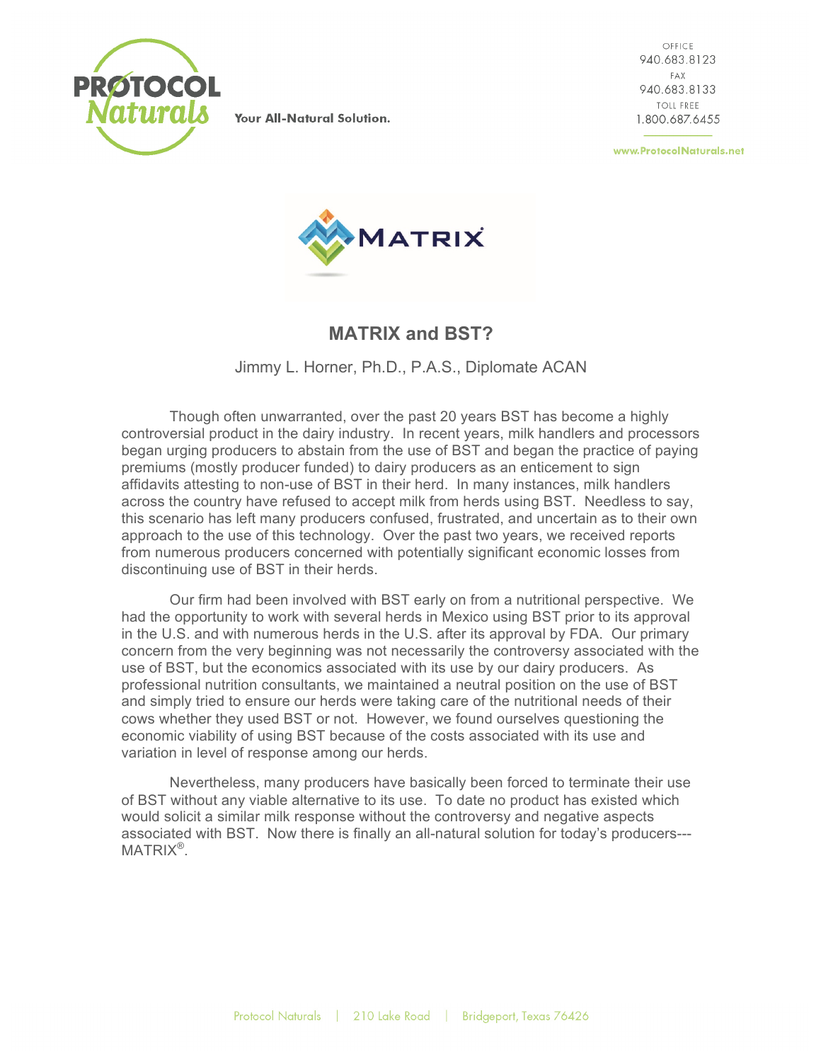Your All-Natural Solution.

OFFICE
940.683.8123
FAX
940.683.8133
TOLL FREE
1.800.687.6455

www.ProtocolNaturals.net

# MATRIX and BST?

Jimmy L. Horner, Ph.D., P.A.S., Diplomate ACAN

Though often unwarranted, over the past 20 years BST has become a highly controversial product in the dairy industry. In recent years, milk handlers and processors began urging producers to abstain from the use of BST and began the practice of paying premiums (mostly producer funded) to dairy producers as an enticement to sign affidavits attesting to non-use of BST in their herd. In many instances, milk handlers across the country have refused to accept milk from herds using BST. Needless to say, this scenario has left many producers confused, frustrated, and uncertain as to their own approach to the use of this technology. Over the past two years, we received reports from numerous producers concerned with potentially significant economic losses from discontinuing use of BST in their herds.

Our firm had been involved with BST early on from a nutritional perspective. We had the opportunity to work with several herds in Mexico using BST prior to its approval in the U.S. and with numerous herds in the U.S. after its approval by FDA. Our primary concern from the very beginning was not necessarily the controversy associated with the use of BST, but the economics associated with its use by our dairy producers. As professional nutrition consultants, we maintained a neutral position on the use of BST and simply tried to ensure our herds were taking care of the nutritional needs of their cows whether they used BST or not. However, we found ourselves questioning the economic viability of using BST because of the costs associated with its use and variation in level of response among our herds.

Nevertheless, many producers have basically been forced to terminate their use of BST without any viable alternative to its use. To date no product has existed which would solicit a similar milk response without the controversy and negative aspects associated with BST. Now there is finally an all-natural solution for today's producers---MATRIX®.

Protocol Naturals | 210 Lake Road | Bridgeport, Texas 76426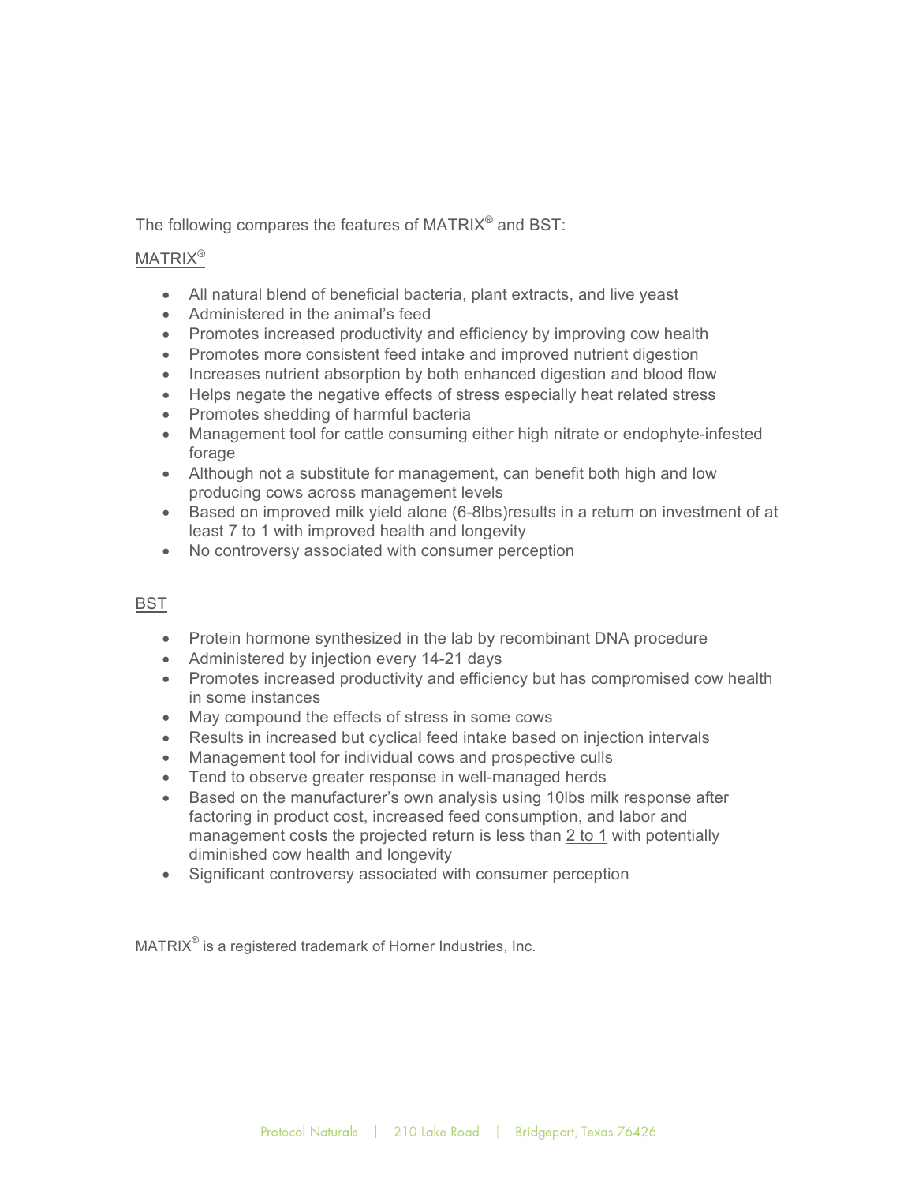The following compares the features of MATRIX® and BST:

<u>MATRIX®</u>

- All natural blend of beneficial bacteria, plant extracts, and live yeast
- Administered in the animal's feed
- Promotes increased productivity and efficiency by improving cow health
- Promotes more consistent feed intake and improved nutrient digestion
- Increases nutrient absorption by both enhanced digestion and blood flow
- Helps negate the negative effects of stress especially heat related stress
- Promotes shedding of harmful bacteria
- Management tool for cattle consuming either high nitrate or endophyte-infested forage
- Although not a substitute for management, can benefit both high and low producing cows across management levels
- Based on improved milk yield alone (6-8lbs)results in a return on investment of at least <u>7 to 1</u> with improved health and longevity
- No controversy associated with consumer perception

<u>BST</u>

- Protein hormone synthesized in the lab by recombinant DNA procedure
- Administered by injection every 14-21 days
- Promotes increased productivity and efficiency but has compromised cow health in some instances
- May compound the effects of stress in some cows
- Results in increased but cyclical feed intake based on injection intervals
- Management tool for individual cows and prospective culls
- Tend to observe greater response in well-managed herds
- Based on the manufacturer's own analysis using 10lbs milk response after factoring in product cost, increased feed consumption, and labor and management costs the projected return is less than <u>2 to 1</u> with potentially diminished cow health and longevity
- Significant controversy associated with consumer perception

MATRIX® is a registered trademark of Horner Industries, Inc.